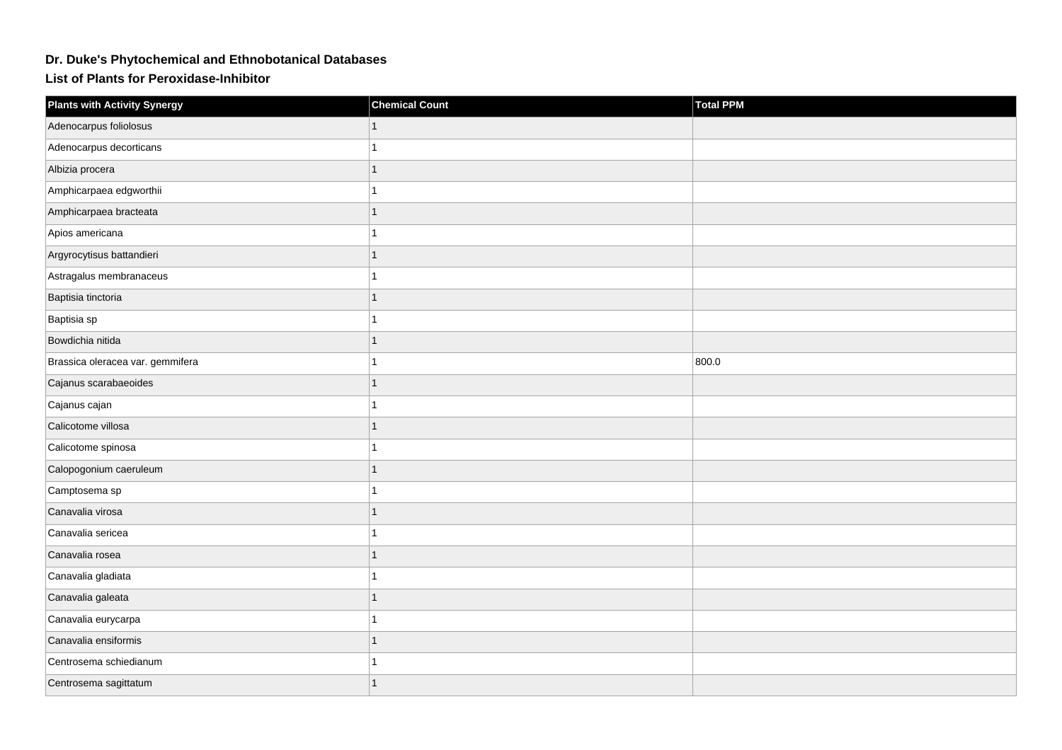# Dr. Duke's Phytochemical and Ethnobotanical Databases

## List of Plants for Peroxidase-Inhibitor

| Plants with Activity Synergy | Chemical Count | Total PPM |
|---|---|---|
| Adenocarpus foliolosus | 1 | |
| Adenocarpus decorticans | 1 | |
| Albizia procera | 1 | |
| Amphicarpaea edgworthii | 1 | |
| Amphicarpaea bracteata | 1 | |
| Apios americana | 1 | |
| Argyrocytisus battandieri | 1 | |
| Astragalus membranaceus | 1 | |
| Baptisia tinctoria | 1 | |
| Baptisia sp | 1 | |
| Bowdichia nitida | 1 | |
| Brassica oleracea var. gemmifera | 1 | 800.0 |
| Cajanus scarabaeoides | 1 | |
| Cajanus cajan | 1 | |
| Calicotome villosa | 1 | |
| Calicotome spinosa | 1 | |
| Calopogonium caeruleum | 1 | |
| Camptosema sp | 1 | |
| Canavalia virosa | 1 | |
| Canavalia sericea | 1 | |
| Canavalia rosea | 1 | |
| Canavalia gladiata | 1 | |
| Canavalia galeata | 1 | |
| Canavalia eurycarpa | 1 | |
| Canavalia ensiformis | 1 | |
| Centrosema schiedianum | 1 | |
| Centrosema sagittatum | 1 | |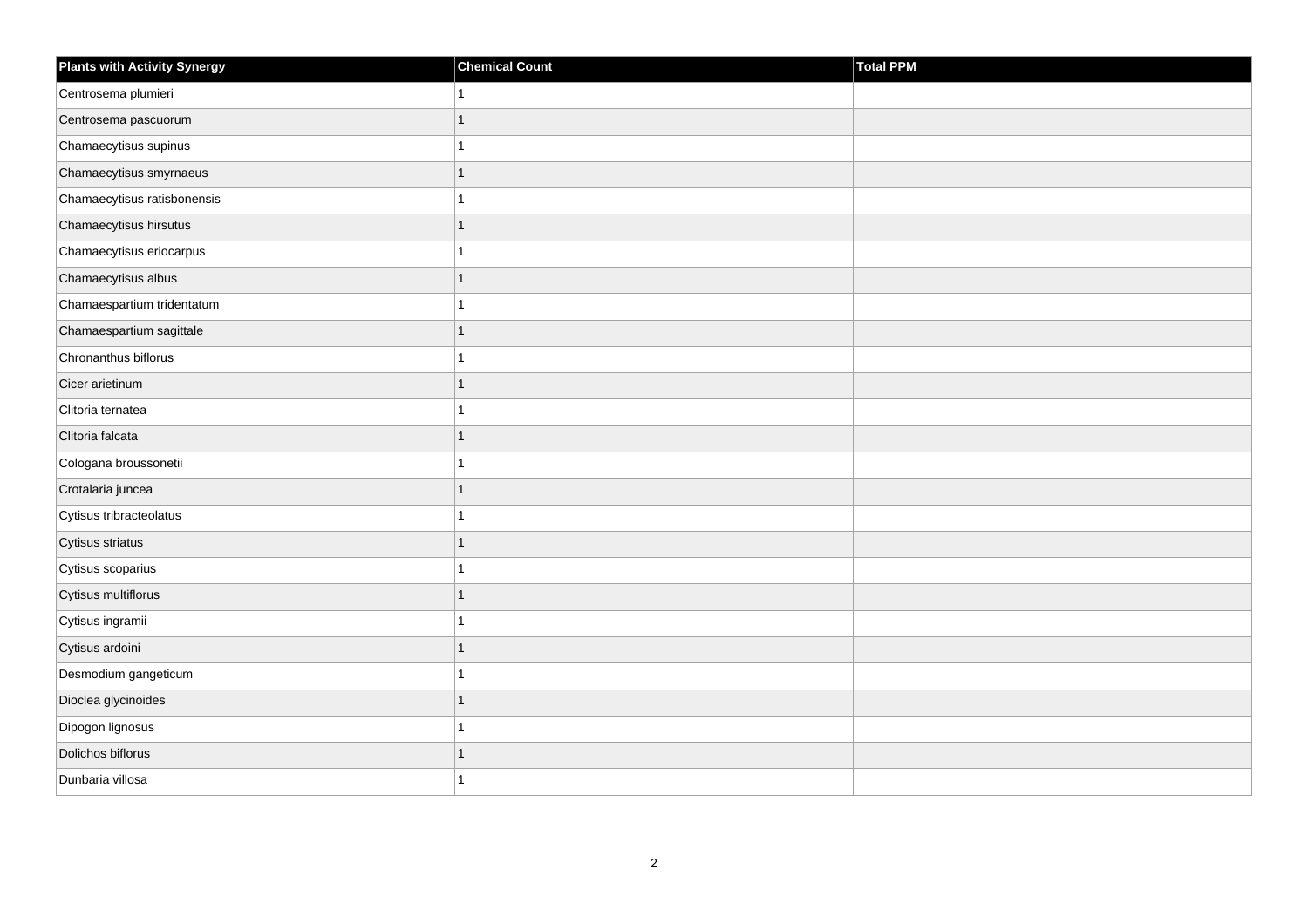| Plants with Activity Synergy | Chemical Count | Total PPM |
| --- | --- | --- |
| Centrosema plumieri | 1 | |
| Centrosema pascuorum | 1 | |
| Chamaecytisus supinus | 1 | |
| Chamaecytisus smyrnaeus | 1 | |
| Chamaecytisus ratisbonensis | 1 | |
| Chamaecytisus hirsutus | 1 | |
| Chamaecytisus eriocarpus | 1 | |
| Chamaecytisus albus | 1 | |
| Chamaespartium tridentatum | 1 | |
| Chamaespartium sagittale | 1 | |
| Chronanthus biflorus | 1 | |
| Cicer arietinum | 1 | |
| Clitoria ternatea | 1 | |
| Clitoria falcata | 1 | |
| Cologana broussonetii | 1 | |
| Crotalaria juncea | 1 | |
| Cytisus tribracteolatus | 1 | |
| Cytisus striatus | 1 | |
| Cytisus scoparius | 1 | |
| Cytisus multiflorus | 1 | |
| Cytisus ingramii | 1 | |
| Cytisus ardoini | 1 | |
| Desmodium gangeticum | 1 | |
| Dioclea glycinoides | 1 | |
| Dipogon lignosus | 1 | |
| Dolichos biflorus | 1 | |
| Dunbaria villosa | 1 | |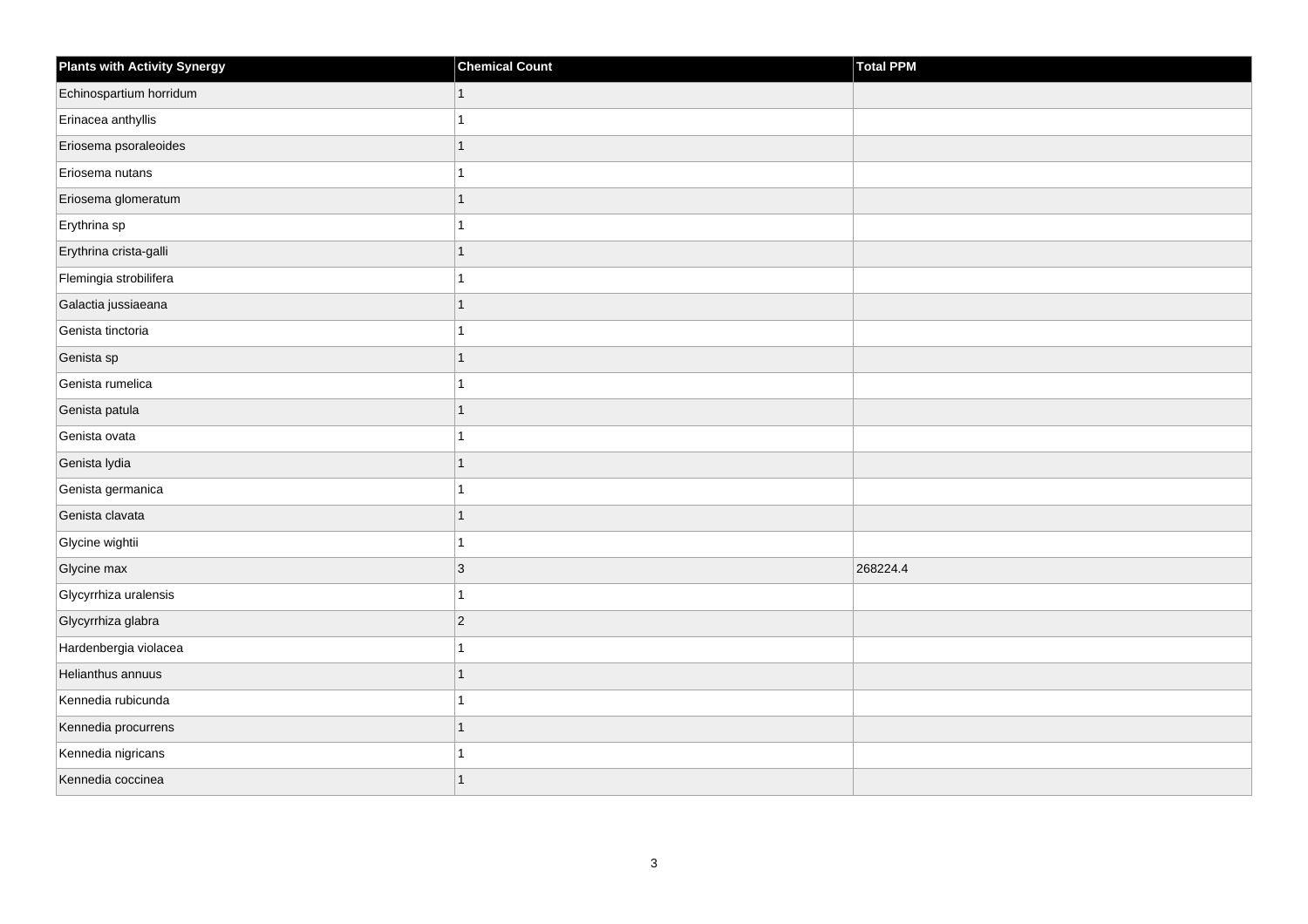| Plants with Activity Synergy | Chemical Count | Total PPM |
| --- | --- | --- |
| Echinospartium horridum | 1 | |
| Erinacea anthyllis | 1 | |
| Eriosema psoraleoides | 1 | |
| Eriosema nutans | 1 | |
| Eriosema glomeratum | 1 | |
| Erythrina sp | 1 | |
| Erythrina crista-galli | 1 | |
| Flemingia strobilifera | 1 | |
| Galactia jussiaeana | 1 | |
| Genista tinctoria | 1 | |
| Genista sp | 1 | |
| Genista rumelica | 1 | |
| Genista patula | 1 | |
| Genista ovata | 1 | |
| Genista lydia | 1 | |
| Genista germanica | 1 | |
| Genista clavata | 1 | |
| Glycine wightii | 1 | |
| Glycine max | 3 | 268224.4 |
| Glycyrrhiza uralensis | 1 | |
| Glycyrrhiza glabra | 2 | |
| Hardenbergia violacea | 1 | |
| Helianthus annuus | 1 | |
| Kennedia rubicunda | 1 | |
| Kennedia procurrens | 1 | |
| Kennedia nigricans | 1 | |
| Kennedia coccinea | 1 | |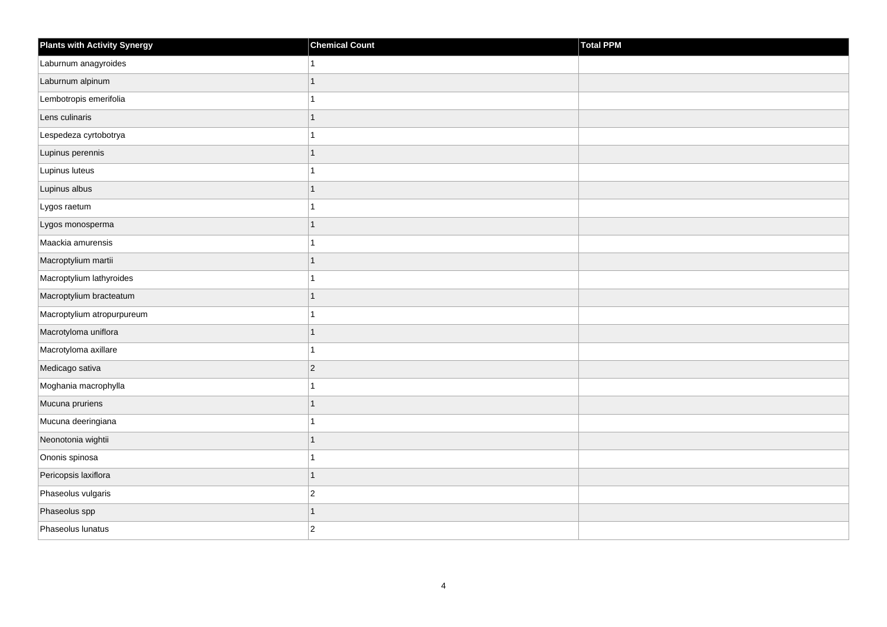| Plants with Activity Synergy | Chemical Count | Total PPM |
| --- | --- | --- |
| Laburnum anagyroides | 1 | |
| Laburnum alpinum | 1 | |
| Lembotropis emerifolia | 1 | |
| Lens culinaris | 1 | |
| Lespedeza cyrtobotrya | 1 | |
| Lupinus perennis | 1 | |
| Lupinus luteus | 1 | |
| Lupinus albus | 1 | |
| Lygos raetum | 1 | |
| Lygos monosperma | 1 | |
| Maackia amurensis | 1 | |
| Macroptylium martii | 1 | |
| Macroptylium lathyroides | 1 | |
| Macroptylium bracteatum | 1 | |
| Macroptylium atropurpureum | 1 | |
| Macrotyloma uniflora | 1 | |
| Macrotyloma axillare | 1 | |
| Medicago sativa | 2 | |
| Moghania macrophylla | 1 | |
| Mucuna pruriens | 1 | |
| Mucuna deeringiana | 1 | |
| Neonotonia wightii | 1 | |
| Ononis spinosa | 1 | |
| Pericopsis laxiflora | 1 | |
| Phaseolus vulgaris | 2 | |
| Phaseolus spp | 1 | |
| Phaseolus lunatus | 2 | |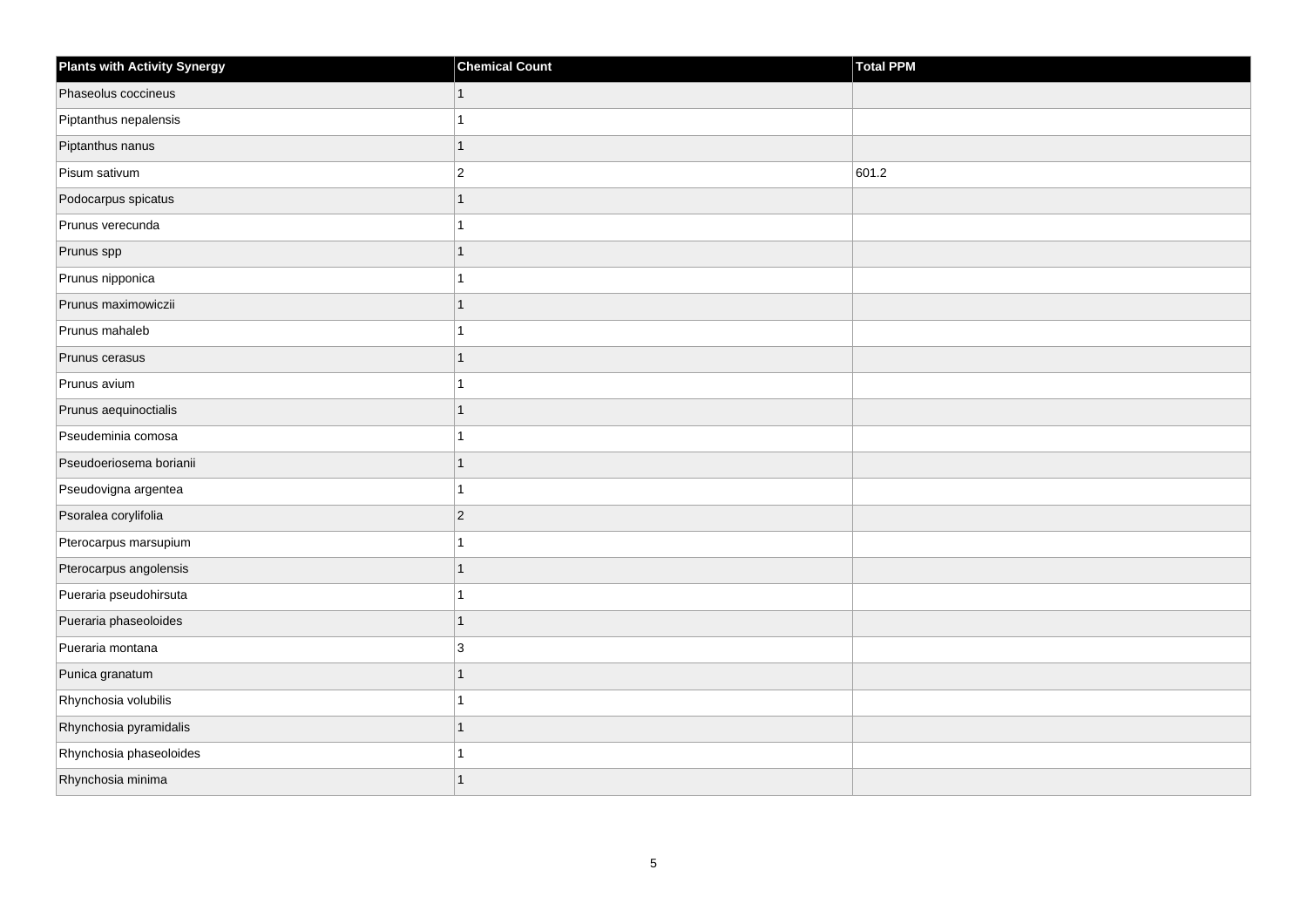| Plants with Activity Synergy | Chemical Count | Total PPM |
|---|---|---|
| Phaseolus coccineus | 1 | |
| Piptanthus nepalensis | 1 | |
| Piptanthus nanus | 1 | |
| Pisum sativum | 2 | 601.2 |
| Podocarpus spicatus | 1 | |
| Prunus verecunda | 1 | |
| Prunus spp | 1 | |
| Prunus nipponica | 1 | |
| Prunus maximowiczii | 1 | |
| Prunus mahaleb | 1 | |
| Prunus cerasus | 1 | |
| Prunus avium | 1 | |
| Prunus aequinoctialis | 1 | |
| Pseudeminia comosa | 1 | |
| Pseudoeriosema borianii | 1 | |
| Pseudovigna argentea | 1 | |
| Psoralea corylifolia | 2 | |
| Pterocarpus marsupium | 1 | |
| Pterocarpus angolensis | 1 | |
| Pueraria pseudohirsuta | 1 | |
| Pueraria phaseoloides | 1 | |
| Pueraria montana | 3 | |
| Punica granatum | 1 | |
| Rhynchosia volubilis | 1 | |
| Rhynchosia pyramidalis | 1 | |
| Rhynchosia phaseoloides | 1 | |
| Rhynchosia minima | 1 | |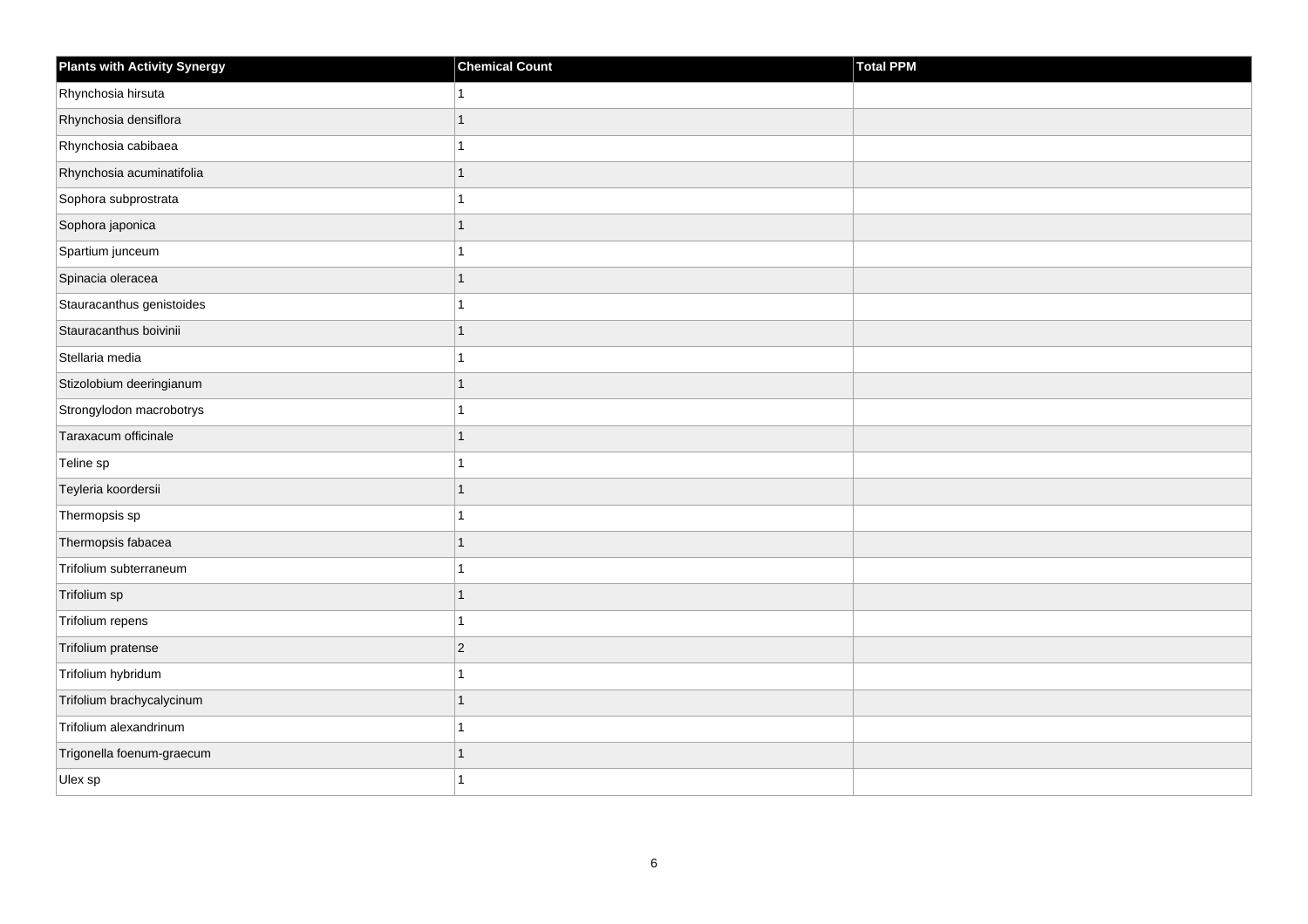| Plants with Activity Synergy | Chemical Count | Total PPM |
| --- | --- | --- |
| Rhynchosia hirsuta | 1 | |
| Rhynchosia densiflora | 1 | |
| Rhynchosia cabibaea | 1 | |
| Rhynchosia acuminatifolia | 1 | |
| Sophora subprostrata | 1 | |
| Sophora japonica | 1 | |
| Spartium junceum | 1 | |
| Spinacia oleracea | 1 | |
| Stauracanthus genistoides | 1 | |
| Stauracanthus boivinii | 1 | |
| Stellaria media | 1 | |
| Stizolobium deeringianum | 1 | |
| Strongylodon macrobotrys | 1 | |
| Taraxacum officinale | 1 | |
| Teline sp | 1 | |
| Teyleria koordersii | 1 | |
| Thermopsis sp | 1 | |
| Thermopsis fabacea | 1 | |
| Trifolium subterraneum | 1 | |
| Trifolium sp | 1 | |
| Trifolium repens | 1 | |
| Trifolium pratense | 2 | |
| Trifolium hybridum | 1 | |
| Trifolium brachycalycinum | 1 | |
| Trifolium alexandrinum | 1 | |
| Trigonella foenum-graecum | 1 | |
| Ulex sp | 1 | |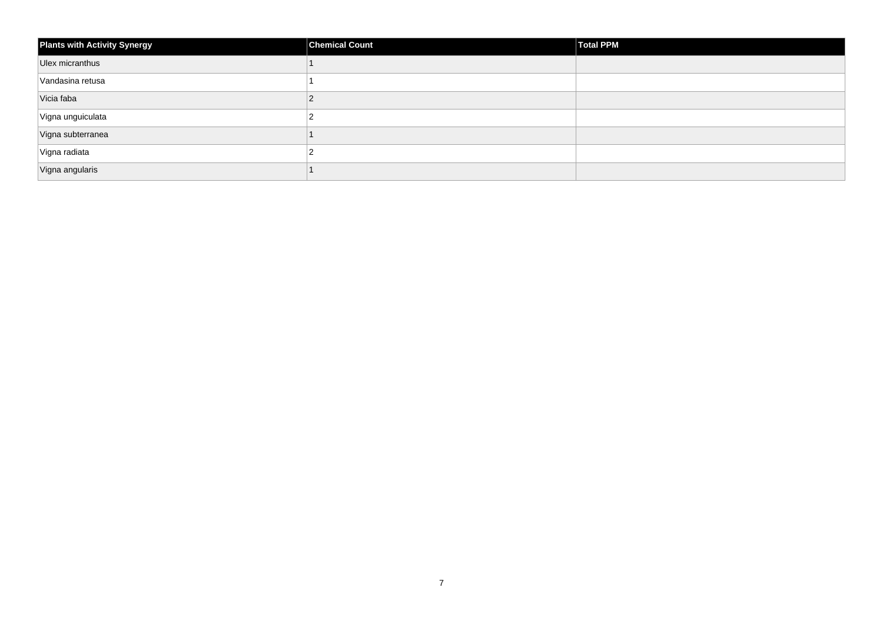| Plants with Activity Synergy | Chemical Count | Total PPM |
| --- | --- | --- |
| Ulex micranthus | 1 | |
| Vandasina retusa | 1 | |
| Vicia faba | 2 | |
| Vigna unguiculata | 2 | |
| Vigna subterranea | 1 | |
| Vigna radiata | 2 | |
| Vigna angularis | 1 | |